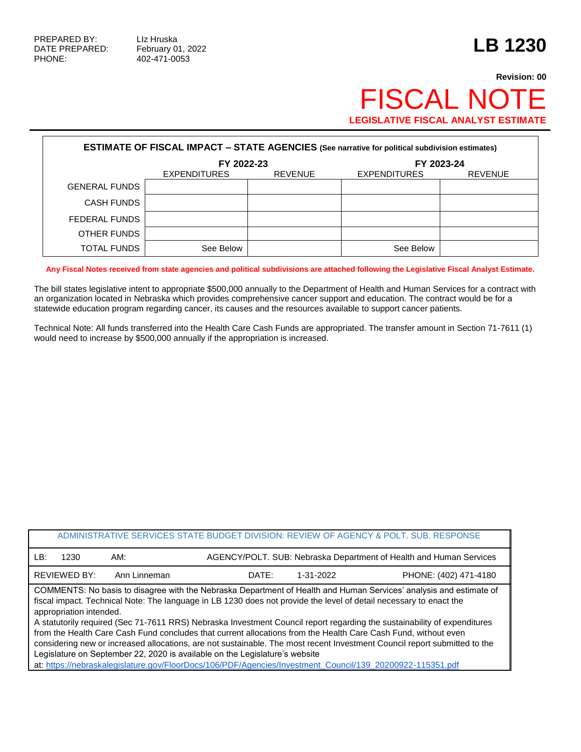PREPARED BY: LIz Hruska
DATE PREPARED: February 01, 2022
PHONE: 402-471-0053

# LB 1230

**Revision: 00**

# FISCAL NOTE

**LEGISLATIVE FISCAL ANALYST ESTIMATE**

| **ESTIMATE OF FISCAL IMPACT – STATE AGENCIES** (See narrative for political subdivision estimates) | | | | |
|---|---|---|---|---|
| | **FY 2022-23** | | **FY 2023-24** | |
| | EXPENDITURES | REVENUE | EXPENDITURES | REVENUE |
| GENERAL FUNDS | | | | |
| CASH FUNDS | | | | |
| FEDERAL FUNDS | | | | |
| OTHER FUNDS | | | | |
| TOTAL FUNDS | See Below | | See Below | |

**Any Fiscal Notes received from state agencies and political subdivisions are attached following the Legislative Fiscal Analyst Estimate.**

The bill states legislative intent to appropriate $500,000 annually to the Department of Health and Human Services for a contract with an organization located in Nebraska which provides comprehensive cancer support and education. The contract would be for a statewide education program regarding cancer, its causes and the resources available to support cancer patients.

Technical Note: All funds transferred into the Health Care Cash Funds are appropriated. The transfer amount in Section 71-7611 (1) would need to increase by $500,000 annually if the appropriation is increased.

| ADMINISTRATIVE SERVICES STATE BUDGET DIVISION: REVIEW OF AGENCY & POLT. SUB. RESPONSE | | | |
|---|---|---|---|
| LB: 1230 | AM: | AGENCY/POLT. SUB: Nebraska Department of Health and Human Services | |
| REVIEWED BY: Ann Linneman | | DATE: 1-31-2022 | PHONE: (402) 471-4180 |

COMMENTS: No basis to disagree with the Nebraska Department of Health and Human Services' analysis and estimate of fiscal impact. Technical Note: The language in LB 1230 does not provide the level of detail necessary to enact the appropriation intended.
A statutorily required (Sec 71-7611 RRS) Nebraska Investment Council report regarding the sustainability of expenditures from the Health Care Cash Fund concludes that current allocations from the Health Care Cash Fund, without even considering new or increased allocations, are not sustainable. The most recent Investment Council report submitted to the Legislature on September 22, 2020 is available on the Legislature's website at: https://nebraskalegislature.gov/FloorDocs/106/PDF/Agencies/Investment_Council/139_20200922-115351.pdf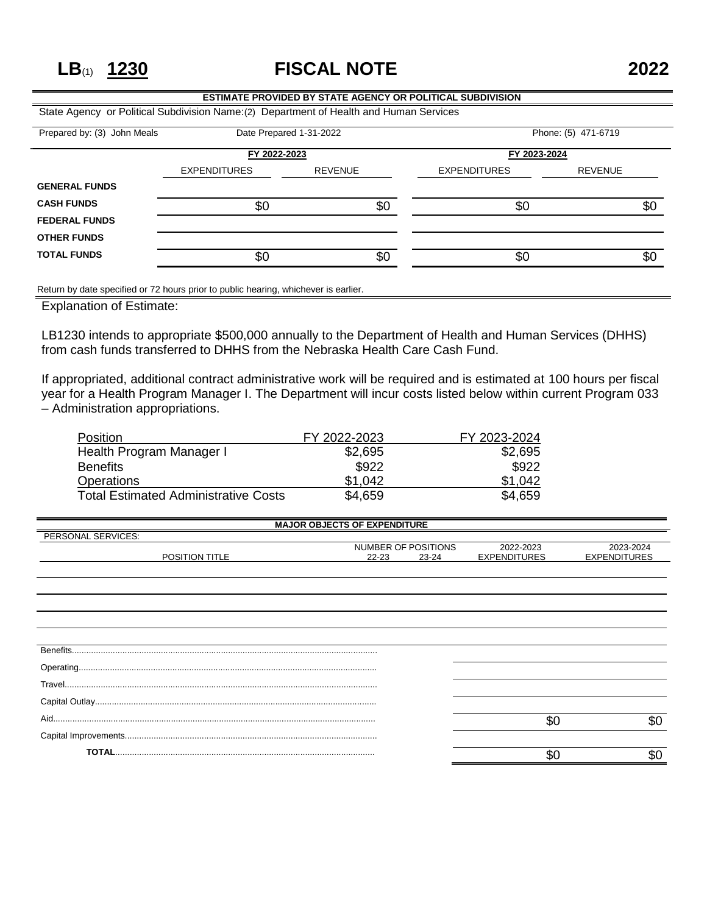# LB(1) 1230 FISCAL NOTE 2022

**ESTIMATE PROVIDED BY STATE AGENCY OR POLITICAL SUBDIVISION**

State Agency or Political Subdivision Name:(2) Department of Health and Human Services

Prepared by: (3) John Meals | Date Prepared 1-31-2022 | Phone: (5) 471-6719

| | FY 2022-2023 | | FY 2023-2024 | |
|---|---|---|---|---|
| | EXPENDITURES | REVENUE | EXPENDITURES | REVENUE |
| **GENERAL FUNDS** | | | | |
| **CASH FUNDS** | $0 | $0 | $0 | $0 |
| **FEDERAL FUNDS** | | | | |
| **OTHER FUNDS** | | | | |
| **TOTAL FUNDS** | $0 | $0 | $0 | $0 |

Return by date specified or 72 hours prior to public hearing, whichever is earlier.

Explanation of Estimate:

LB1230 intends to appropriate $500,000 annually to the Department of Health and Human Services (DHHS) from cash funds transferred to DHHS from the Nebraska Health Care Cash Fund.

If appropriated, additional contract administrative work will be required and is estimated at 100 hours per fiscal year for a Health Program Manager I. The Department will incur costs listed below within current Program 033 – Administration appropriations.

| Position | FY 2022-2023 | FY 2023-2024 |
|---|---|---|
| Health Program Manager I | $2,695 | $2,695 |
| Benefits | $922 | $922 |
| Operations | $1,042 | $1,042 |
| Total Estimated Administrative Costs | $4,659 | $4,659 |

**MAJOR OBJECTS OF EXPENDITURE**

PERSONAL SERVICES:

| POSITION TITLE | NUMBER OF POSITIONS 22-23 | NUMBER OF POSITIONS 23-24 | 2022-2023 EXPENDITURES | 2023-2024 EXPENDITURES |
|---|---|---|---|---|
| | | | | |

| | 2022-2023 | 2023-2024 |
|---|---|---|
| Benefits | | |
| Operating | | |
| Travel | | |
| Capital Outlay | | |
| Aid | $0 | $0 |
| Capital Improvements | | |
| **TOTAL** | $0 | $0 |